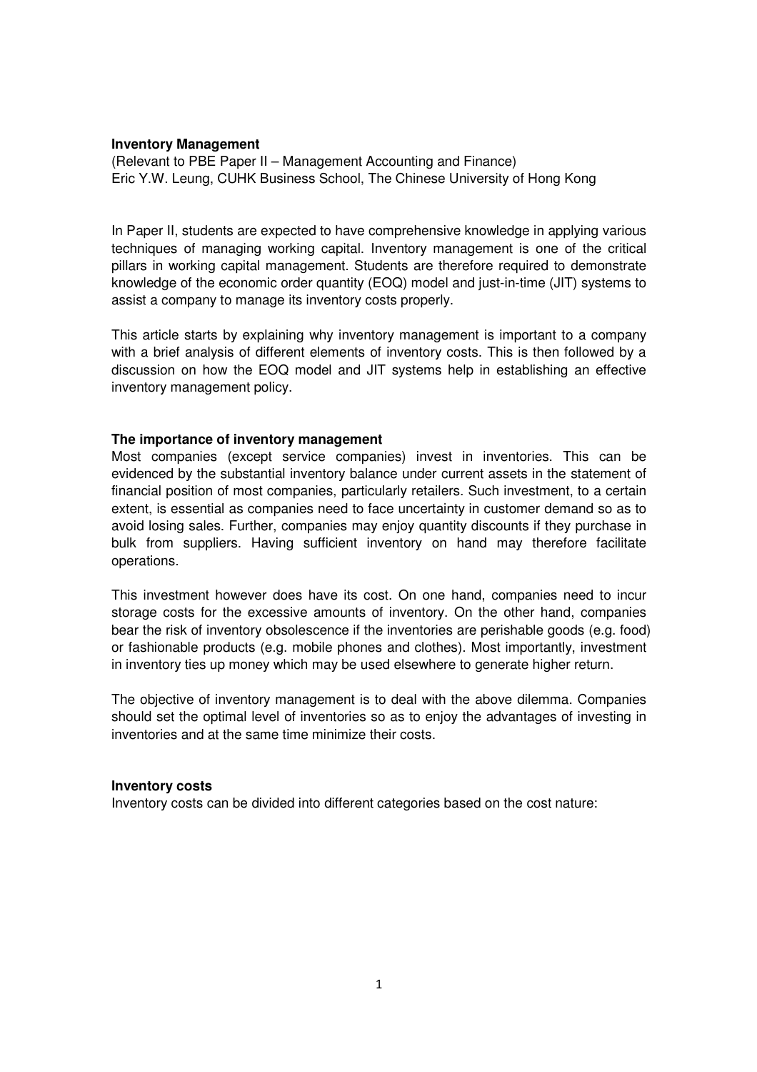# Inventory Management

(Relevant to PBE Paper II – Management Accounting and Finance)
Eric Y.W. Leung, CUHK Business School, The Chinese University of Hong Kong

In Paper II, students are expected to have comprehensive knowledge in applying various techniques of managing working capital. Inventory management is one of the critical pillars in working capital management. Students are therefore required to demonstrate knowledge of the economic order quantity (EOQ) model and just-in-time (JIT) systems to assist a company to manage its inventory costs properly.

This article starts by explaining why inventory management is important to a company with a brief analysis of different elements of inventory costs. This is then followed by a discussion on how the EOQ model and JIT systems help in establishing an effective inventory management policy.

## The importance of inventory management

Most companies (except service companies) invest in inventories. This can be evidenced by the substantial inventory balance under current assets in the statement of financial position of most companies, particularly retailers. Such investment, to a certain extent, is essential as companies need to face uncertainty in customer demand so as to avoid losing sales. Further, companies may enjoy quantity discounts if they purchase in bulk from suppliers. Having sufficient inventory on hand may therefore facilitate operations.

This investment however does have its cost. On one hand, companies need to incur storage costs for the excessive amounts of inventory. On the other hand, companies bear the risk of inventory obsolescence if the inventories are perishable goods (e.g. food) or fashionable products (e.g. mobile phones and clothes). Most importantly, investment in inventory ties up money which may be used elsewhere to generate higher return.

The objective of inventory management is to deal with the above dilemma. Companies should set the optimal level of inventories so as to enjoy the advantages of investing in inventories and at the same time minimize their costs.

## Inventory costs

Inventory costs can be divided into different categories based on the cost nature: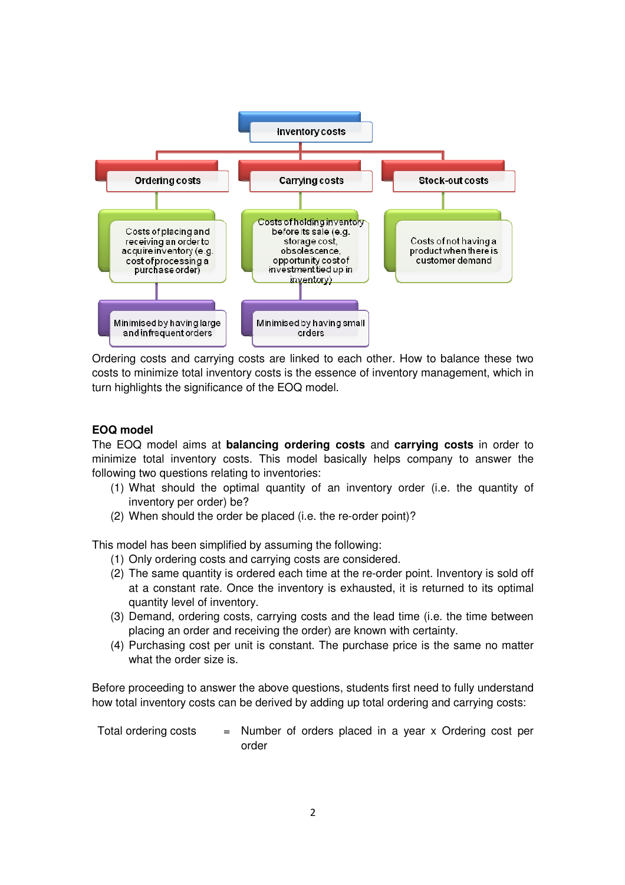Inventory costs

- Ordering costs
  - Costs of placing and receiving an order to acquire inventory (e.g. cost of processing a purchase order)
  - Minimised by having large and infrequent orders
- Carrying costs
  - Costs of holding inventory before its sale (e.g. storage cost, obsolescence, opportunity cost of investment tied up in inventory)
  - Minimised by having small orders
- Stock-out costs
  - Costs of not having a product when there is customer demand

Ordering costs and carrying costs are linked to each other. How to balance these two costs to minimize total inventory costs is the essence of inventory management, which in turn highlights the significance of the EOQ model.

**EOQ model**

The EOQ model aims at **balancing ordering costs** and **carrying costs** in order to minimize total inventory costs. This model basically helps company to answer the following two questions relating to inventories:

(1) What should the optimal quantity of an inventory order (i.e. the quantity of inventory per order) be?
(2) When should the order be placed (i.e. the re-order point)?

This model has been simplified by assuming the following:

(1) Only ordering costs and carrying costs are considered.
(2) The same quantity is ordered each time at the re-order point. Inventory is sold off at a constant rate. Once the inventory is exhausted, it is returned to its optimal quantity level of inventory.
(3) Demand, ordering costs, carrying costs and the lead time (i.e. the time between placing an order and receiving the order) are known with certainty.
(4) Purchasing cost per unit is constant. The purchase price is the same no matter what the order size is.

Before proceeding to answer the above questions, students first need to fully understand how total inventory costs can be derived by adding up total ordering and carrying costs:

Total ordering costs = Number of orders placed in a year x Ordering cost per order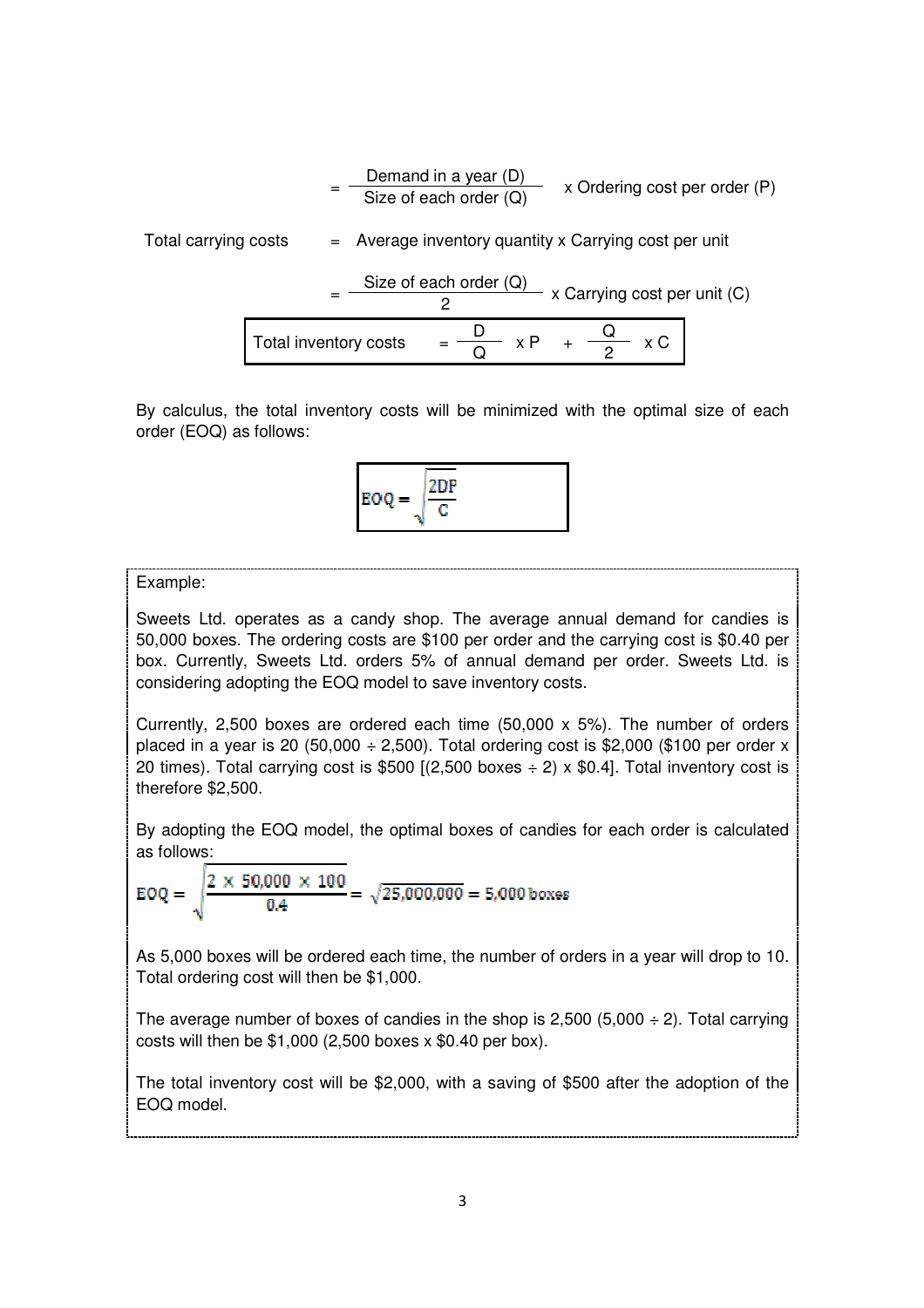$$= \frac{\text{Demand in a year (D)}}{\text{Size of each order (Q)}} \times \text{Ordering cost per order (P)}$$

Total carrying costs = Average inventory quantity x Carrying cost per unit

$$= \frac{\text{Size of each order (Q)}}{2} \times \text{Carrying cost per unit (C)}$$

$$\text{Total inventory costs} = \frac{D}{Q} \times P + \frac{Q}{2} \times C$$

By calculus, the total inventory costs will be minimized with the optimal size of each order (EOQ) as follows:

$$EOQ = \sqrt{\frac{2DP}{C}}$$

Example:

Sweets Ltd. operates as a candy shop. The average annual demand for candies is 50,000 boxes. The ordering costs are $100 per order and the carrying cost is $0.40 per box. Currently, Sweets Ltd. orders 5% of annual demand per order. Sweets Ltd. is considering adopting the EOQ model to save inventory costs.

Currently, 2,500 boxes are ordered each time (50,000 x 5%). The number of orders placed in a year is 20 (50,000 ÷ 2,500). Total ordering cost is $2,000 ($100 per order x 20 times). Total carrying cost is $500 [(2,500 boxes ÷ 2) x $0.4]. Total inventory cost is therefore $2,500.

By adopting the EOQ model, the optimal boxes of candies for each order is calculated as follows:

$$EOQ = \sqrt{\frac{2 \times 50{,}000 \times 100}{0.4}} = \sqrt{25{,}000{,}000} = 5{,}000 \text{ boxes}$$

As 5,000 boxes will be ordered each time, the number of orders in a year will drop to 10. Total ordering cost will then be $1,000.

The average number of boxes of candies in the shop is 2,500 (5,000 ÷ 2). Total carrying costs will then be $1,000 (2,500 boxes x $0.40 per box).

The total inventory cost will be $2,000, with a saving of $500 after the adoption of the EOQ model.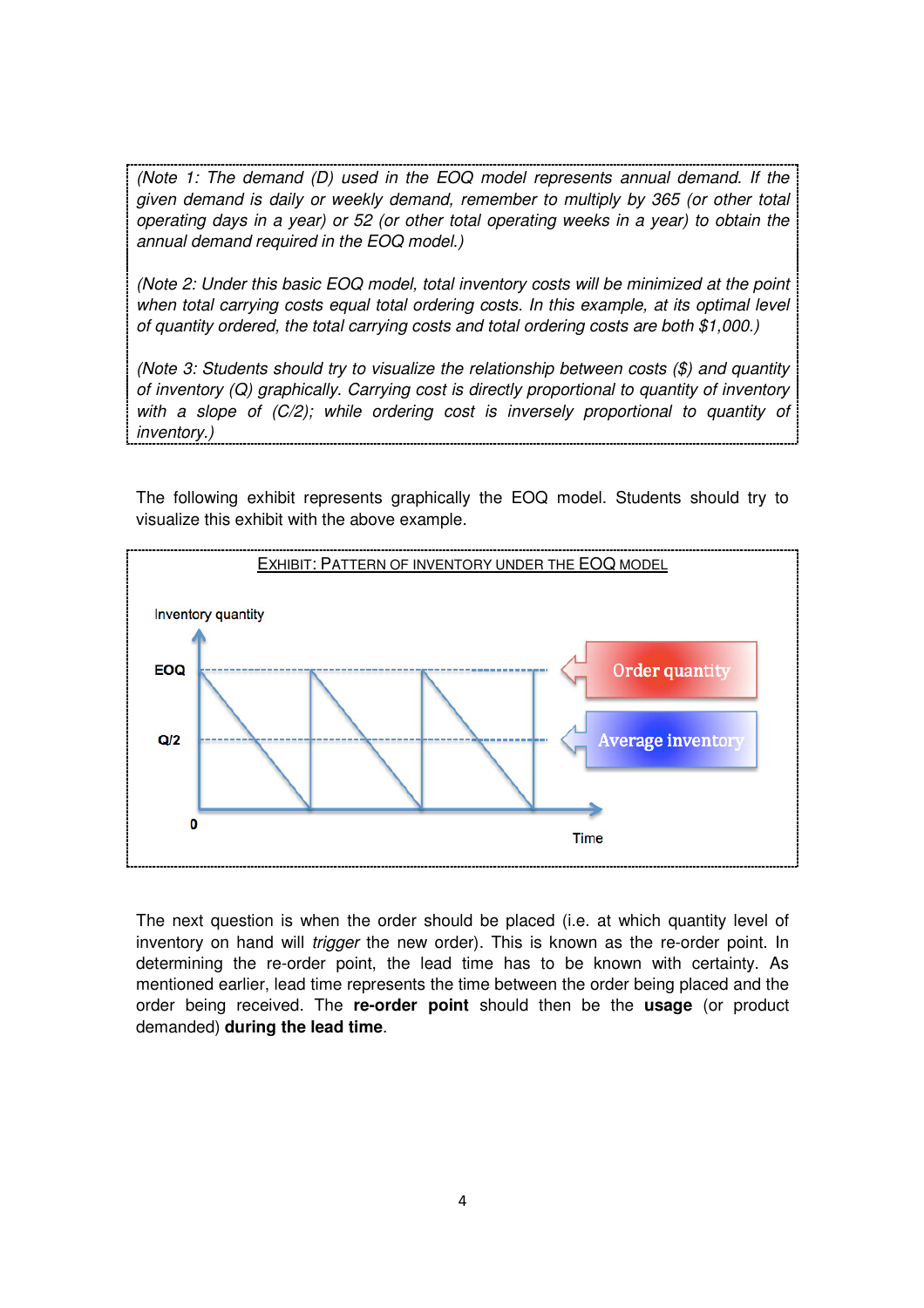*(Note 1: The demand (D) used in the EOQ model represents annual demand. If the given demand is daily or weekly demand, remember to multiply by 365 (or other total operating days in a year) or 52 (or other total operating weeks in a year) to obtain the annual demand required in the EOQ model.)*

*(Note 2: Under this basic EOQ model, total inventory costs will be minimized at the point when total carrying costs equal total ordering costs. In this example, at its optimal level of quantity ordered, the total carrying costs and total ordering costs are both \$1,000.)*

*(Note 3: Students should try to visualize the relationship between costs (\$) and quantity of inventory (Q) graphically. Carrying cost is directly proportional to quantity of inventory with a slope of (C/2); while ordering cost is inversely proportional to quantity of inventory.)*

The following exhibit represents graphically the EOQ model. Students should try to visualize this exhibit with the above example.

EXHIBIT: PATTERN OF INVENTORY UNDER THE EOQ MODEL

Inventory quantity

EOQ

Q/2

0

Time

Order quantity

Average inventory

The next question is when the order should be placed (i.e. at which quantity level of inventory on hand will *trigger* the new order). This is known as the re-order point. In determining the re-order point, the lead time has to be known with certainty. As mentioned earlier, lead time represents the time between the order being placed and the order being received. The **re-order point** should then be the **usage** (or product demanded) **during the lead time**.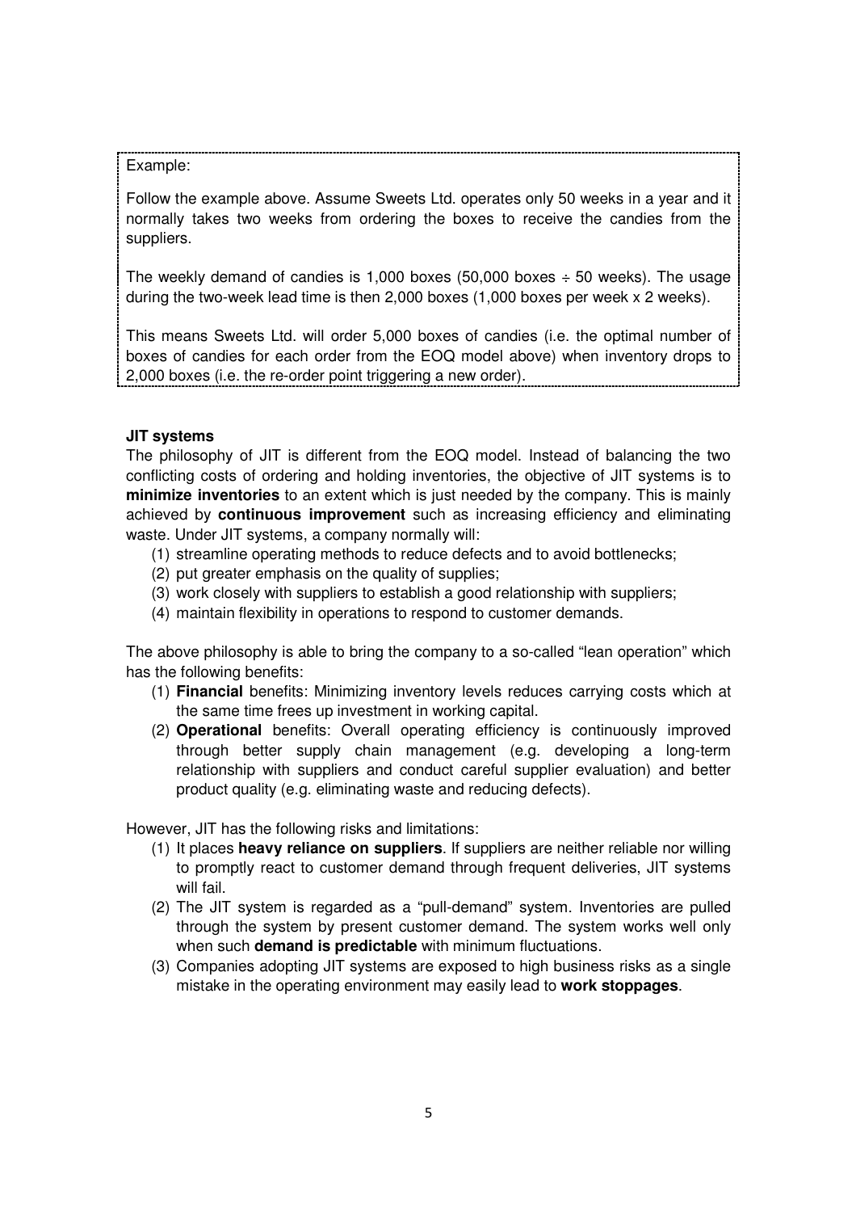Example:

Follow the example above. Assume Sweets Ltd. operates only 50 weeks in a year and it normally takes two weeks from ordering the boxes to receive the candies from the suppliers.

The weekly demand of candies is 1,000 boxes (50,000 boxes ÷ 50 weeks). The usage during the two-week lead time is then 2,000 boxes (1,000 boxes per week x 2 weeks).

This means Sweets Ltd. will order 5,000 boxes of candies (i.e. the optimal number of boxes of candies for each order from the EOQ model above) when inventory drops to 2,000 boxes (i.e. the re-order point triggering a new order).

**JIT systems**

The philosophy of JIT is different from the EOQ model. Instead of balancing the two conflicting costs of ordering and holding inventories, the objective of JIT systems is to **minimize inventories** to an extent which is just needed by the company. This is mainly achieved by **continuous improvement** such as increasing efficiency and eliminating waste. Under JIT systems, a company normally will:

(1) streamline operating methods to reduce defects and to avoid bottlenecks;
(2) put greater emphasis on the quality of supplies;
(3) work closely with suppliers to establish a good relationship with suppliers;
(4) maintain flexibility in operations to respond to customer demands.

The above philosophy is able to bring the company to a so-called "lean operation" which has the following benefits:

(1) **Financial** benefits: Minimizing inventory levels reduces carrying costs which at the same time frees up investment in working capital.
(2) **Operational** benefits: Overall operating efficiency is continuously improved through better supply chain management (e.g. developing a long-term relationship with suppliers and conduct careful supplier evaluation) and better product quality (e.g. eliminating waste and reducing defects).

However, JIT has the following risks and limitations:

(1) It places **heavy reliance on suppliers**. If suppliers are neither reliable nor willing to promptly react to customer demand through frequent deliveries, JIT systems will fail.
(2) The JIT system is regarded as a "pull-demand" system. Inventories are pulled through the system by present customer demand. The system works well only when such **demand is predictable** with minimum fluctuations.
(3) Companies adopting JIT systems are exposed to high business risks as a single mistake in the operating environment may easily lead to **work stoppages**.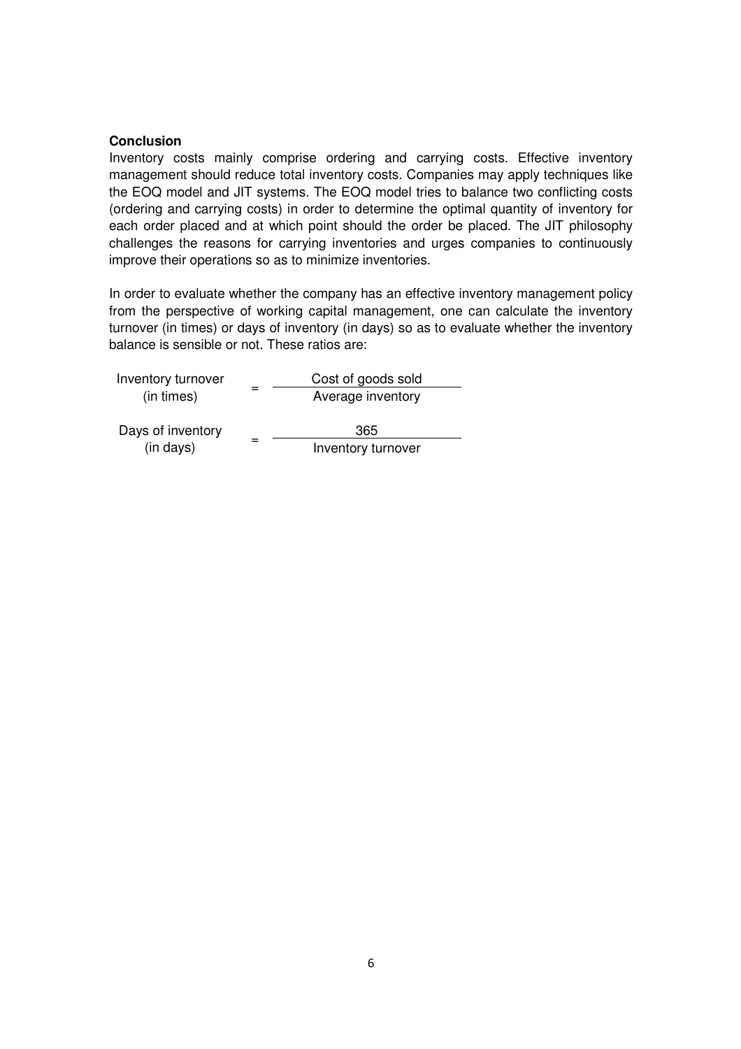**Conclusion**

Inventory costs mainly comprise ordering and carrying costs. Effective inventory management should reduce total inventory costs. Companies may apply techniques like the EOQ model and JIT systems. The EOQ model tries to balance two conflicting costs (ordering and carrying costs) in order to determine the optimal quantity of inventory for each order placed and at which point should the order be placed. The JIT philosophy challenges the reasons for carrying inventories and urges companies to continuously improve their operations so as to minimize inventories.

In order to evaluate whether the company has an effective inventory management policy from the perspective of working capital management, one can calculate the inventory turnover (in times) or days of inventory (in days) so as to evaluate whether the inventory balance is sensible or not. These ratios are:

$$\text{Inventory turnover (in times)} = \frac{\text{Cost of goods sold}}{\text{Average inventory}}$$

$$\text{Days of inventory (in days)} = \frac{365}{\text{Inventory turnover}}$$